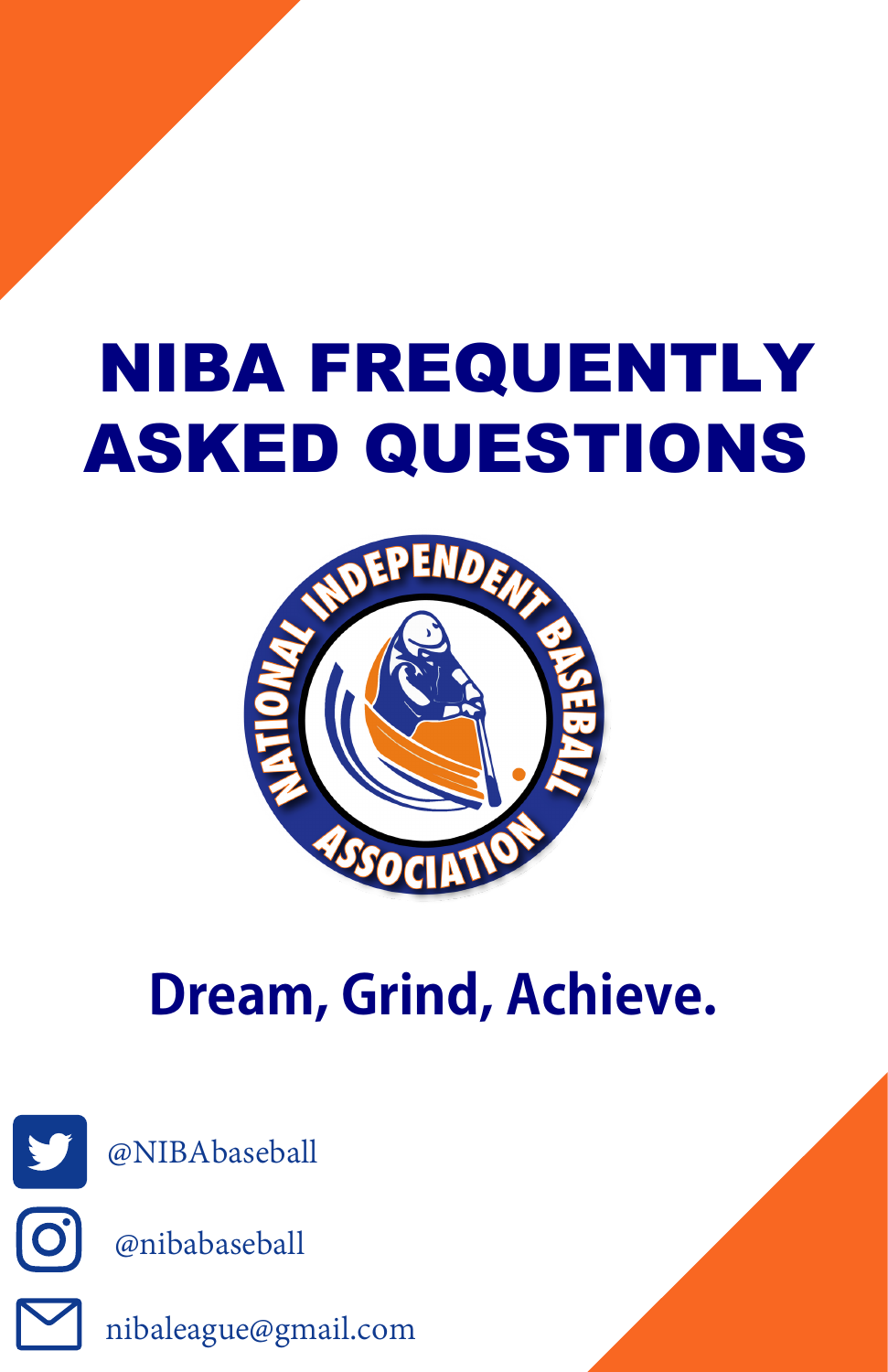# NIBA FREQUENTLY ASKED QUESTIONS

NATIONAL INDEPENDENT BASEBALL ASSOCIATION

**Dream, Grind, Achieve.**

@NIBAbaseball

@nibabaseball

nibaleague@gmail.com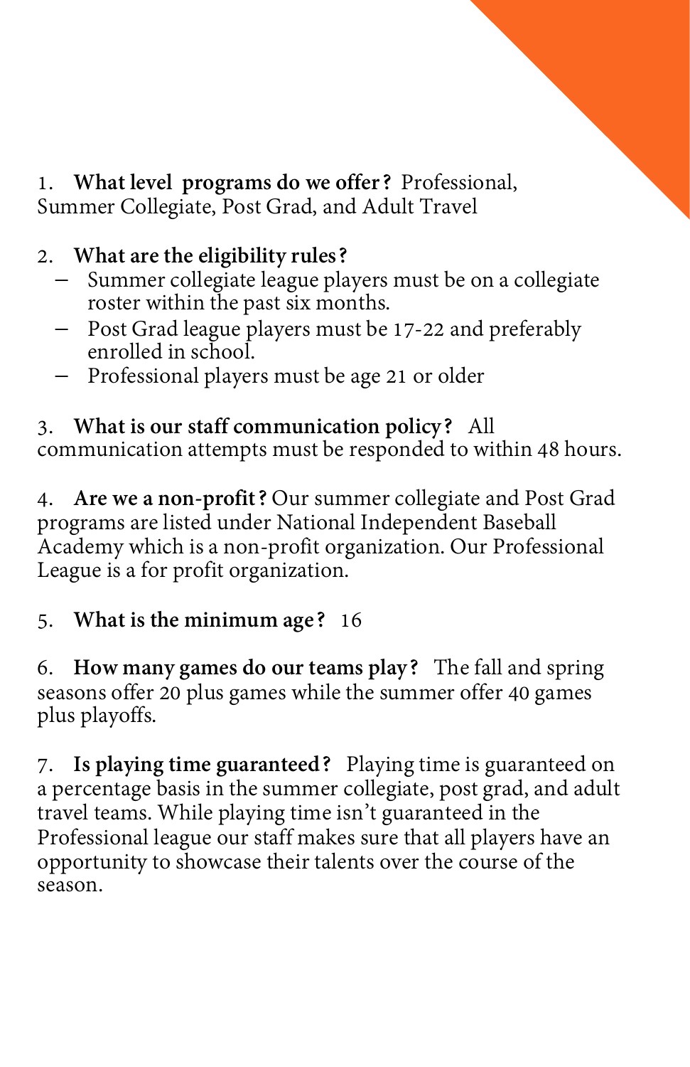1. **What level programs do we offer?** Professional, Summer Collegiate, Post Grad, and Adult Travel

2. **What are the eligibility rules?**
   - Summer collegiate league players must be on a collegiate roster within the past six months.
   - Post Grad league players must be 17-22 and preferably enrolled in school.
   - Professional players must be age 21 or older

3. **What is our staff communication policy?** All communication attempts must be responded to within 48 hours.

4. **Are we a non-profit?** Our summer collegiate and Post Grad programs are listed under National Independent Baseball Academy which is a non-profit organization. Our Professional League is a for profit organization.

5. **What is the minimum age?** 16

6. **How many games do our teams play?** The fall and spring seasons offer 20 plus games while the summer offer 40 games plus playoffs.

7. **Is playing time guaranteed?** Playing time is guaranteed on a percentage basis in the summer collegiate, post grad, and adult travel teams. While playing time isn't guaranteed in the Professional league our staff makes sure that all players have an opportunity to showcase their talents over the course of the season.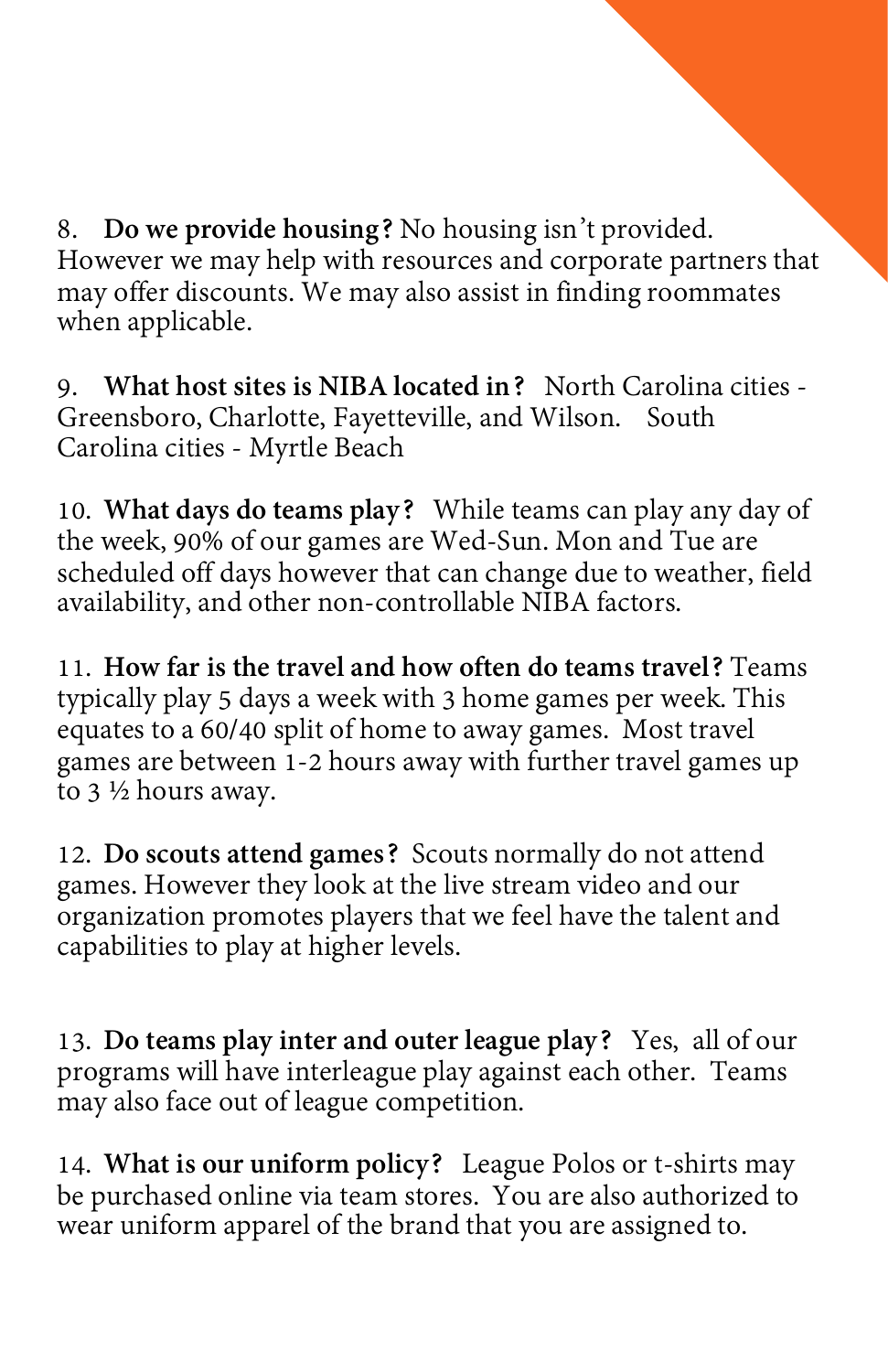8. **Do we provide housing?** No housing isn't provided. However we may help with resources and corporate partners that may offer discounts. We may also assist in finding roommates when applicable.

9. **What host sites is NIBA located in?** North Carolina cities - Greensboro, Charlotte, Fayetteville, and Wilson. South Carolina cities - Myrtle Beach

10. **What days do teams play?** While teams can play any day of the week, 90% of our games are Wed-Sun. Mon and Tue are scheduled off days however that can change due to weather, field availability, and other non-controllable NIBA factors.

11. **How far is the travel and how often do teams travel?** Teams typically play 5 days a week with 3 home games per week. This equates to a 60/40 split of home to away games. Most travel games are between 1-2 hours away with further travel games up to 3 ½ hours away.

12. **Do scouts attend games?** Scouts normally do not attend games. However they look at the live stream video and our organization promotes players that we feel have the talent and capabilities to play at higher levels.

13. **Do teams play inter and outer league play?** Yes, all of our programs will have interleague play against each other. Teams may also face out of league competition.

14. **What is our uniform policy?** League Polos or t-shirts may be purchased online via team stores. You are also authorized to wear uniform apparel of the brand that you are assigned to.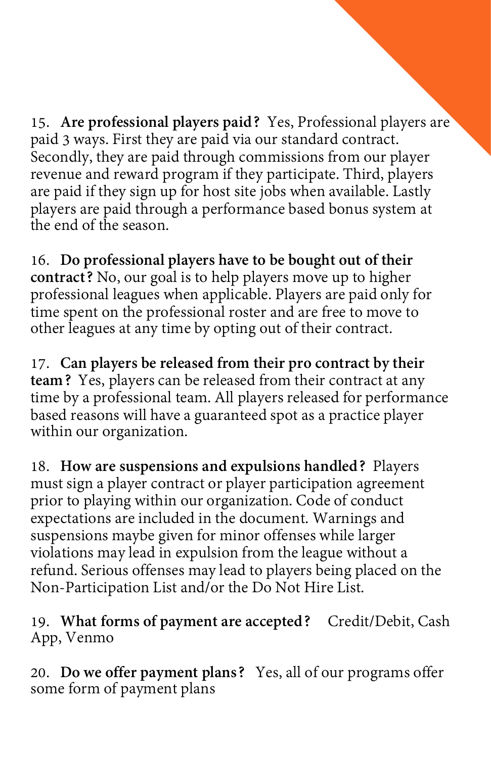15. **Are professional players paid?** Yes, Professional players are paid 3 ways. First they are paid via our standard contract. Secondly, they are paid through commissions from our player revenue and reward program if they participate. Third, players are paid if they sign up for host site jobs when available. Lastly players are paid through a performance based bonus system at the end of the season.

16. **Do professional players have to be bought out of their contract?** No, our goal is to help players move up to higher professional leagues when applicable. Players are paid only for time spent on the professional roster and are free to move to other leagues at any time by opting out of their contract.

17. **Can players be released from their pro contract by their team?** Yes, players can be released from their contract at any time by a professional team. All players released for performance based reasons will have a guaranteed spot as a practice player within our organization.

18. **How are suspensions and expulsions handled?** Players must sign a player contract or player participation agreement prior to playing within our organization. Code of conduct expectations are included in the document. Warnings and suspensions maybe given for minor offenses while larger violations may lead in expulsion from the league without a refund. Serious offenses may lead to players being placed on the Non-Participation List and/or the Do Not Hire List.

19. **What forms of payment are accepted?** Credit/Debit, Cash App, Venmo

20. **Do we offer payment plans?** Yes, all of our programs offer some form of payment plans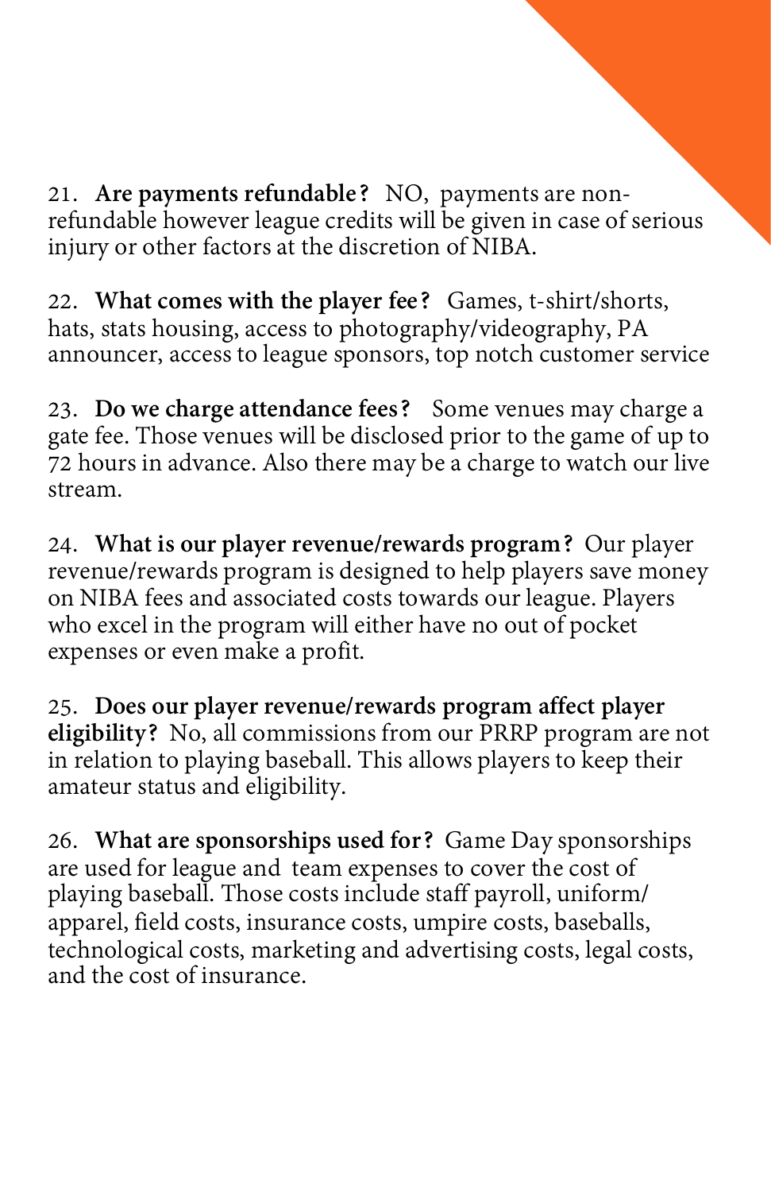21. **Are payments refundable?** NO, payments are non-refundable however league credits will be given in case of serious injury or other factors at the discretion of NIBA.

22. **What comes with the player fee?** Games, t-shirt/shorts, hats, stats housing, access to photography/videography, PA announcer, access to league sponsors, top notch customer service

23. **Do we charge attendance fees?** Some venues may charge a gate fee. Those venues will be disclosed prior to the game of up to 72 hours in advance. Also there may be a charge to watch our live stream.

24. **What is our player revenue/rewards program?** Our player revenue/rewards program is designed to help players save money on NIBA fees and associated costs towards our league. Players who excel in the program will either have no out of pocket expenses or even make a profit.

25. **Does our player revenue/rewards program affect player eligibility?** No, all commissions from our PRRP program are not in relation to playing baseball. This allows players to keep their amateur status and eligibility.

26. **What are sponsorships used for?** Game Day sponsorships are used for league and team expenses to cover the cost of playing baseball. Those costs include staff payroll, uniform/apparel, field costs, insurance costs, umpire costs, baseballs, technological costs, marketing and advertising costs, legal costs, and the cost of insurance.